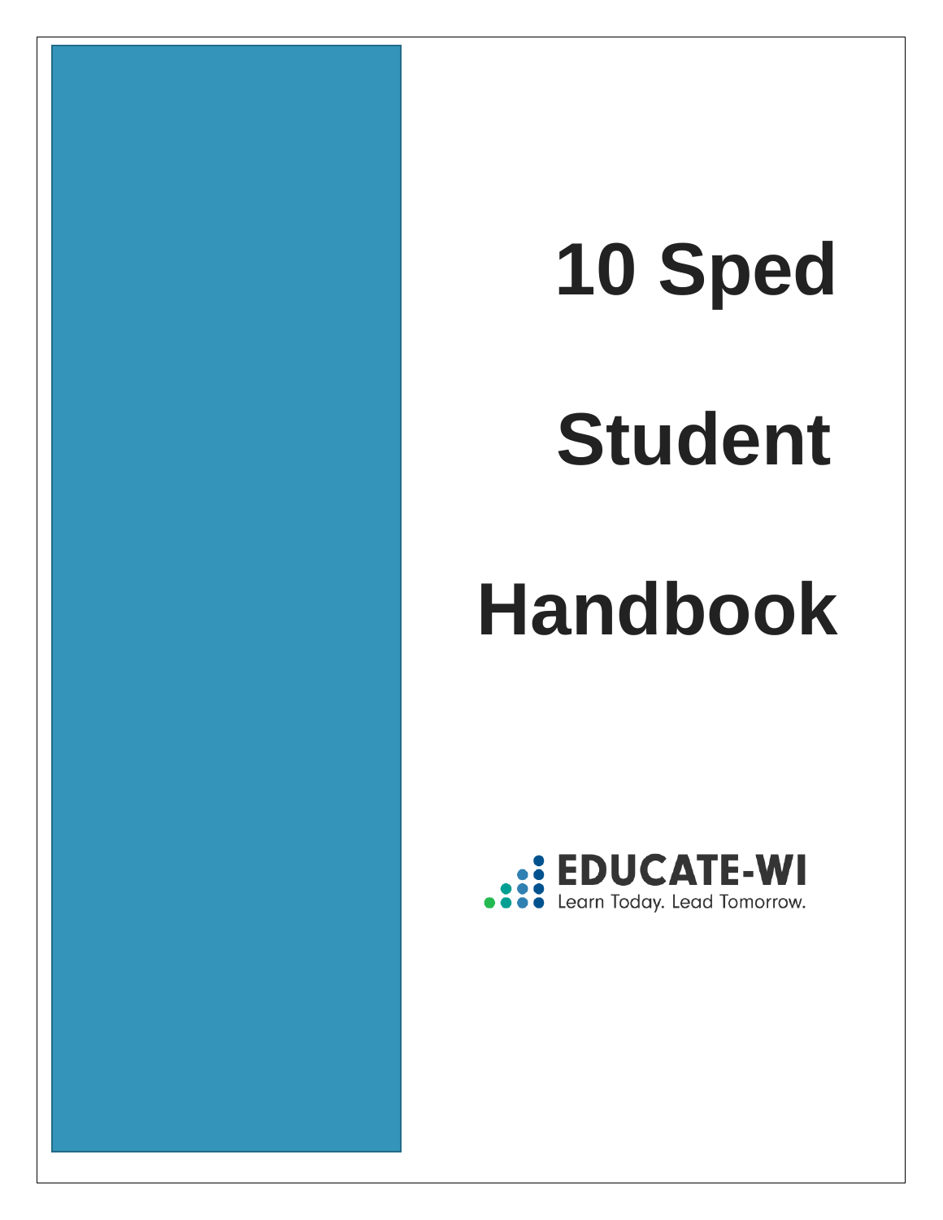# 10 Sped Student Handbook

EDUCATE-WI

Learn Today. Lead Tomorrow.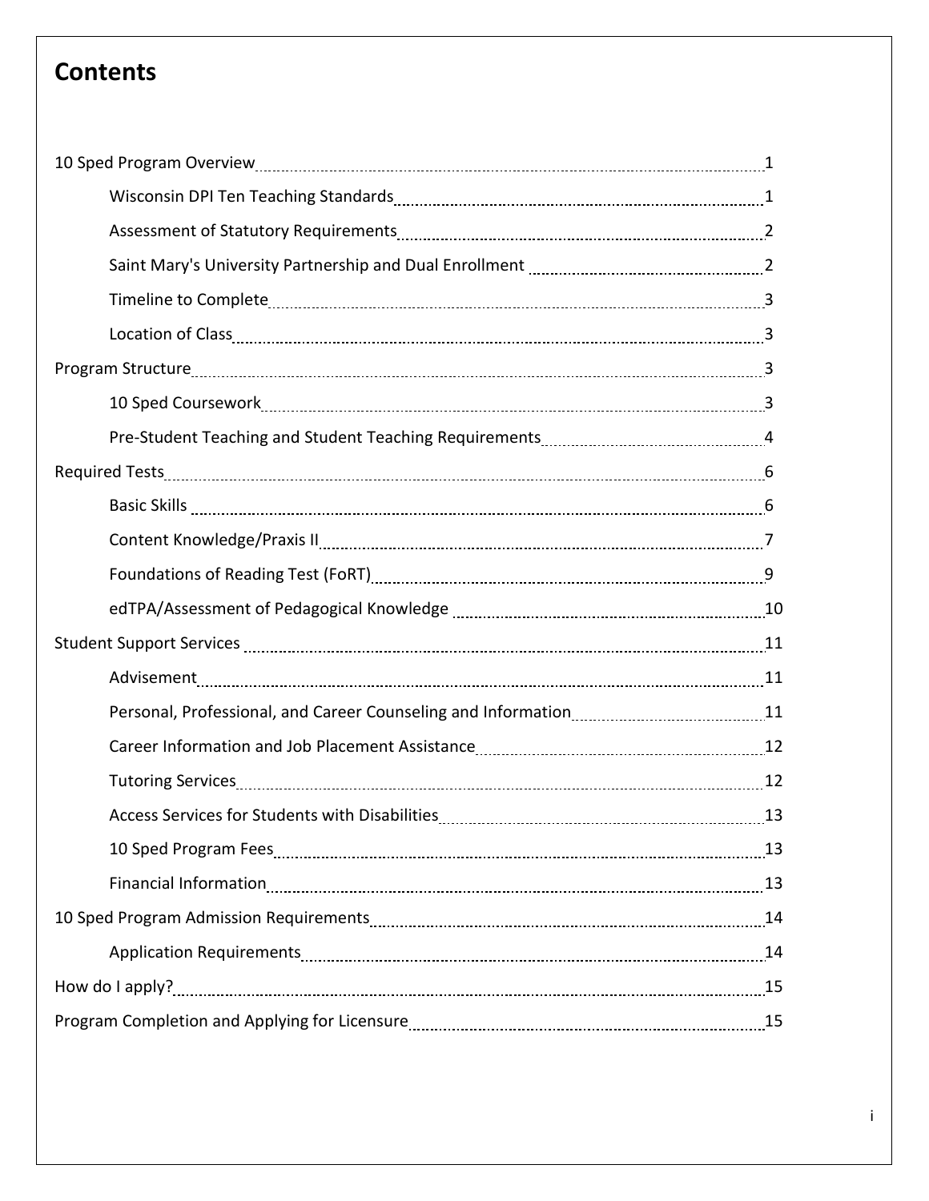# Contents

- 10 Sped Program Overview ..... 1
    - Wisconsin DPI Ten Teaching Standards ..... 1
    - Assessment of Statutory Requirements ..... 2
    - Saint Mary's University Partnership and Dual Enrollment ..... 2
    - Timeline to Complete ..... 3
    - Location of Class ..... 3
- Program Structure ..... 3
    - 10 Sped Coursework ..... 3
    - Pre-Student Teaching and Student Teaching Requirements ..... 4
- Required Tests ..... 6
    - Basic Skills ..... 6
    - Content Knowledge/Praxis II ..... 7
    - Foundations of Reading Test (FoRT) ..... 9
    - edTPA/Assessment of Pedagogical Knowledge ..... 10
- Student Support Services ..... 11
    - Advisement ..... 11
    - Personal, Professional, and Career Counseling and Information ..... 11
    - Career Information and Job Placement Assistance ..... 12
    - Tutoring Services ..... 12
    - Access Services for Students with Disabilities ..... 13
    - 10 Sped Program Fees ..... 13
    - Financial Information ..... 13
- 10 Sped Program Admission Requirements ..... 14
    - Application Requirements ..... 14
- How do I apply? ..... 15
- Program Completion and Applying for Licensure ..... 15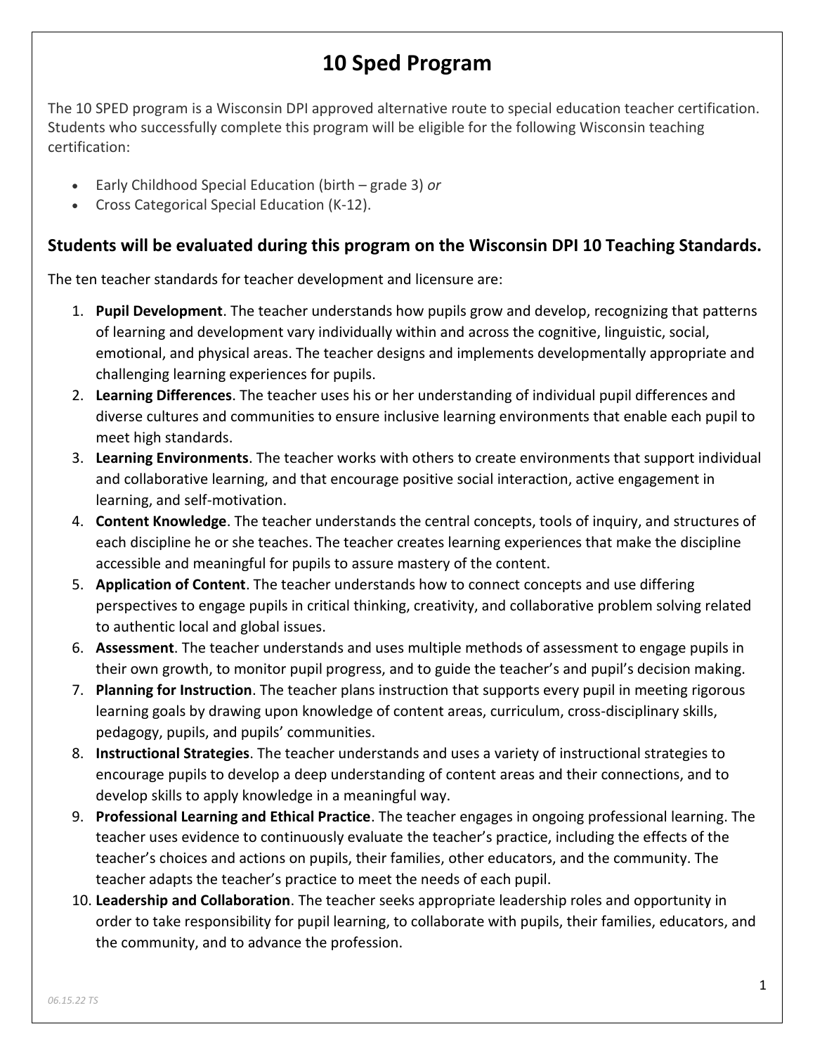# 10 Sped Program

The 10 SPED program is a Wisconsin DPI approved alternative route to special education teacher certification. Students who successfully complete this program will be eligible for the following Wisconsin teaching certification:

- Early Childhood Special Education (birth – grade 3) *or*
- Cross Categorical Special Education (K-12).

## Students will be evaluated during this program on the Wisconsin DPI 10 Teaching Standards.

The ten teacher standards for teacher development and licensure are:

1. **Pupil Development**. The teacher understands how pupils grow and develop, recognizing that patterns of learning and development vary individually within and across the cognitive, linguistic, social, emotional, and physical areas. The teacher designs and implements developmentally appropriate and challenging learning experiences for pupils.
2. **Learning Differences**. The teacher uses his or her understanding of individual pupil differences and diverse cultures and communities to ensure inclusive learning environments that enable each pupil to meet high standards.
3. **Learning Environments**. The teacher works with others to create environments that support individual and collaborative learning, and that encourage positive social interaction, active engagement in learning, and self-motivation.
4. **Content Knowledge**. The teacher understands the central concepts, tools of inquiry, and structures of each discipline he or she teaches. The teacher creates learning experiences that make the discipline accessible and meaningful for pupils to assure mastery of the content.
5. **Application of Content**. The teacher understands how to connect concepts and use differing perspectives to engage pupils in critical thinking, creativity, and collaborative problem solving related to authentic local and global issues.
6. **Assessment**. The teacher understands and uses multiple methods of assessment to engage pupils in their own growth, to monitor pupil progress, and to guide the teacher's and pupil's decision making.
7. **Planning for Instruction**. The teacher plans instruction that supports every pupil in meeting rigorous learning goals by drawing upon knowledge of content areas, curriculum, cross-disciplinary skills, pedagogy, pupils, and pupils' communities.
8. **Instructional Strategies**. The teacher understands and uses a variety of instructional strategies to encourage pupils to develop a deep understanding of content areas and their connections, and to develop skills to apply knowledge in a meaningful way.
9. **Professional Learning and Ethical Practice**. The teacher engages in ongoing professional learning. The teacher uses evidence to continuously evaluate the teacher's practice, including the effects of the teacher's choices and actions on pupils, their families, other educators, and the community. The teacher adapts the teacher's practice to meet the needs of each pupil.
10. **Leadership and Collaboration**. The teacher seeks appropriate leadership roles and opportunity in order to take responsibility for pupil learning, to collaborate with pupils, their families, educators, and the community, and to advance the profession.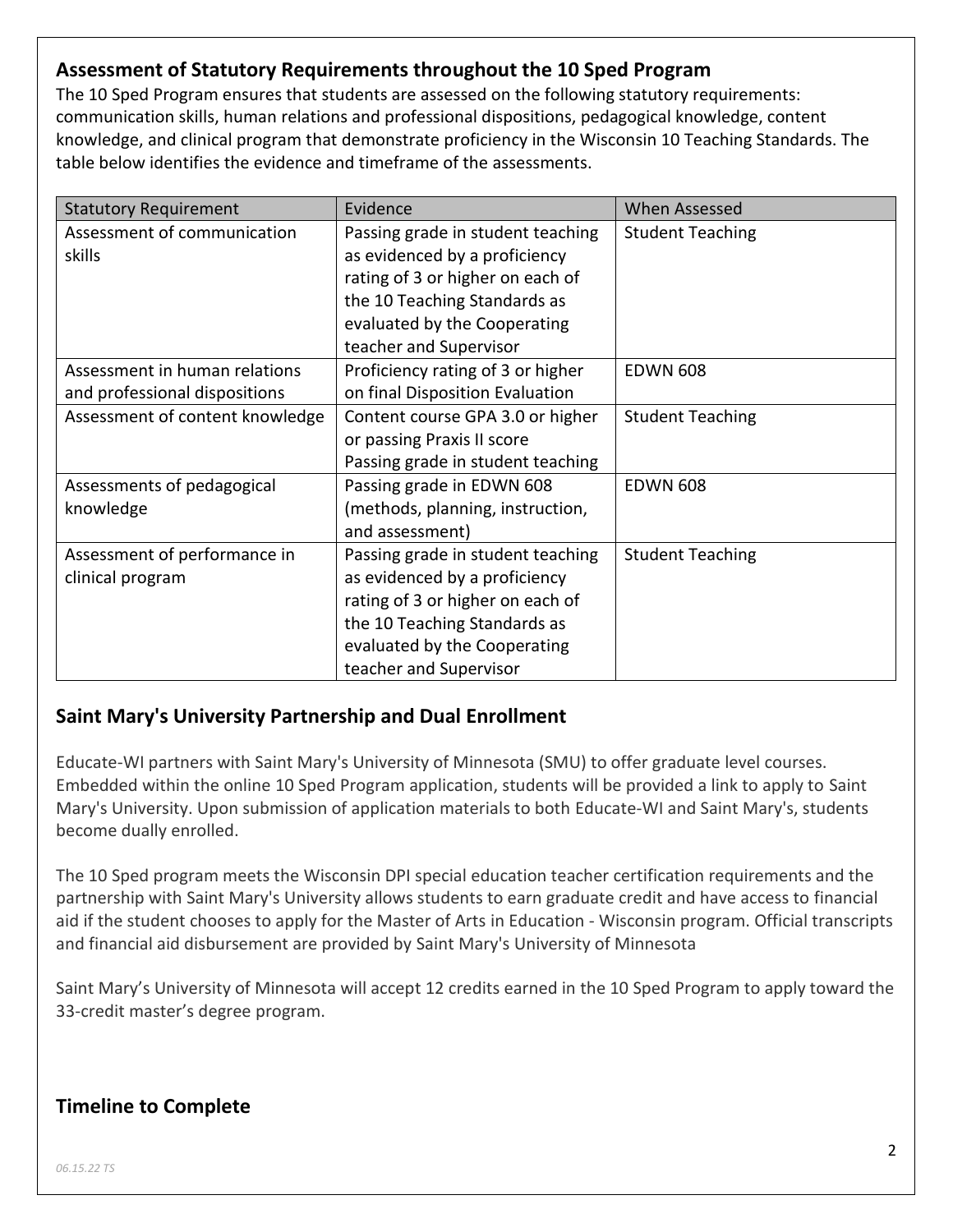## Assessment of Statutory Requirements throughout the 10 Sped Program

The 10 Sped Program ensures that students are assessed on the following statutory requirements: communication skills, human relations and professional dispositions, pedagogical knowledge, content knowledge, and clinical program that demonstrate proficiency in the Wisconsin 10 Teaching Standards. The table below identifies the evidence and timeframe of the assessments.

| Statutory Requirement | Evidence | When Assessed |
|---|---|---|
| Assessment of communication skills | Passing grade in student teaching as evidenced by a proficiency rating of 3 or higher on each of the 10 Teaching Standards as evaluated by the Cooperating teacher and Supervisor | Student Teaching |
| Assessment in human relations and professional dispositions | Proficiency rating of 3 or higher on final Disposition Evaluation | EDWN 608 |
| Assessment of content knowledge | Content course GPA 3.0 or higher or passing Praxis II score<br>Passing grade in student teaching | Student Teaching |
| Assessments of pedagogical knowledge | Passing grade in EDWN 608 (methods, planning, instruction, and assessment) | EDWN 608 |
| Assessment of performance in clinical program | Passing grade in student teaching as evidenced by a proficiency rating of 3 or higher on each of the 10 Teaching Standards as evaluated by the Cooperating teacher and Supervisor | Student Teaching |

## Saint Mary's University Partnership and Dual Enrollment

Educate-WI partners with Saint Mary's University of Minnesota (SMU) to offer graduate level courses. Embedded within the online 10 Sped Program application, students will be provided a link to apply to Saint Mary's University. Upon submission of application materials to both Educate-WI and Saint Mary's, students become dually enrolled.

The 10 Sped program meets the Wisconsin DPI special education teacher certification requirements and the partnership with Saint Mary's University allows students to earn graduate credit and have access to financial aid if the student chooses to apply for the Master of Arts in Education - Wisconsin program. Official transcripts and financial aid disbursement are provided by Saint Mary's University of Minnesota

Saint Mary's University of Minnesota will accept 12 credits earned in the 10 Sped Program to apply toward the 33-credit master's degree program.

## Timeline to Complete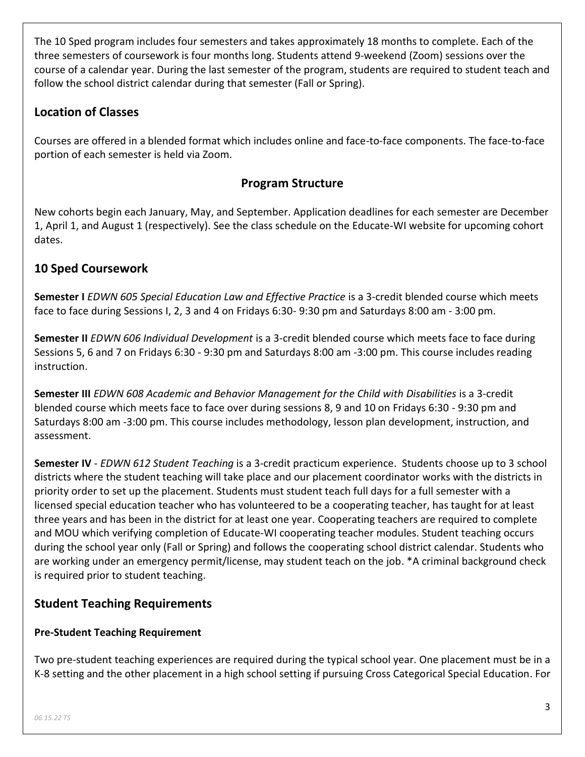The 10 Sped program includes four semesters and takes approximately 18 months to complete. Each of the three semesters of coursework is four months long. Students attend 9-weekend (Zoom) sessions over the course of a calendar year. During the last semester of the program, students are required to student teach and follow the school district calendar during that semester (Fall or Spring).

## Location of Classes

Courses are offered in a blended format which includes online and face-to-face components. The face-to-face portion of each semester is held via Zoom.

## Program Structure

New cohorts begin each January, May, and September. Application deadlines for each semester are December 1, April 1, and August 1 (respectively). See the class schedule on the Educate-WI website for upcoming cohort dates.

## 10 Sped Coursework

**Semester I** *EDWN 605 Special Education Law and Effective Practice* is a 3-credit blended course which meets face to face during Sessions I, 2, 3 and 4 on Fridays 6:30- 9:30 pm and Saturdays 8:00 am - 3:00 pm.

**Semester II** *EDWN 606 Individual Development* is a 3-credit blended course which meets face to face during Sessions 5, 6 and 7 on Fridays 6:30 - 9:30 pm and Saturdays 8:00 am -3:00 pm. This course includes reading instruction.

**Semester III** *EDWN 608 Academic and Behavior Management for the Child with Disabilities* is a 3-credit blended course which meets face to face over during sessions 8, 9 and 10 on Fridays 6:30 - 9:30 pm and Saturdays 8:00 am -3:00 pm. This course includes methodology, lesson plan development, instruction, and assessment.

**Semester IV** - *EDWN 612 Student Teaching* is a 3-credit practicum experience. Students choose up to 3 school districts where the student teaching will take place and our placement coordinator works with the districts in priority order to set up the placement. Students must student teach full days for a full semester with a licensed special education teacher who has volunteered to be a cooperating teacher, has taught for at least three years and has been in the district for at least one year. Cooperating teachers are required to complete and MOU which verifying completion of Educate-WI cooperating teacher modules. Student teaching occurs during the school year only (Fall or Spring) and follows the cooperating school district calendar. Students who are working under an emergency permit/license, may student teach on the job. *A criminal background check is required prior to student teaching.

## Student Teaching Requirements

### Pre-Student Teaching Requirement

Two pre-student teaching experiences are required during the typical school year. One placement must be in a K-8 setting and the other placement in a high school setting if pursuing Cross Categorical Special Education. For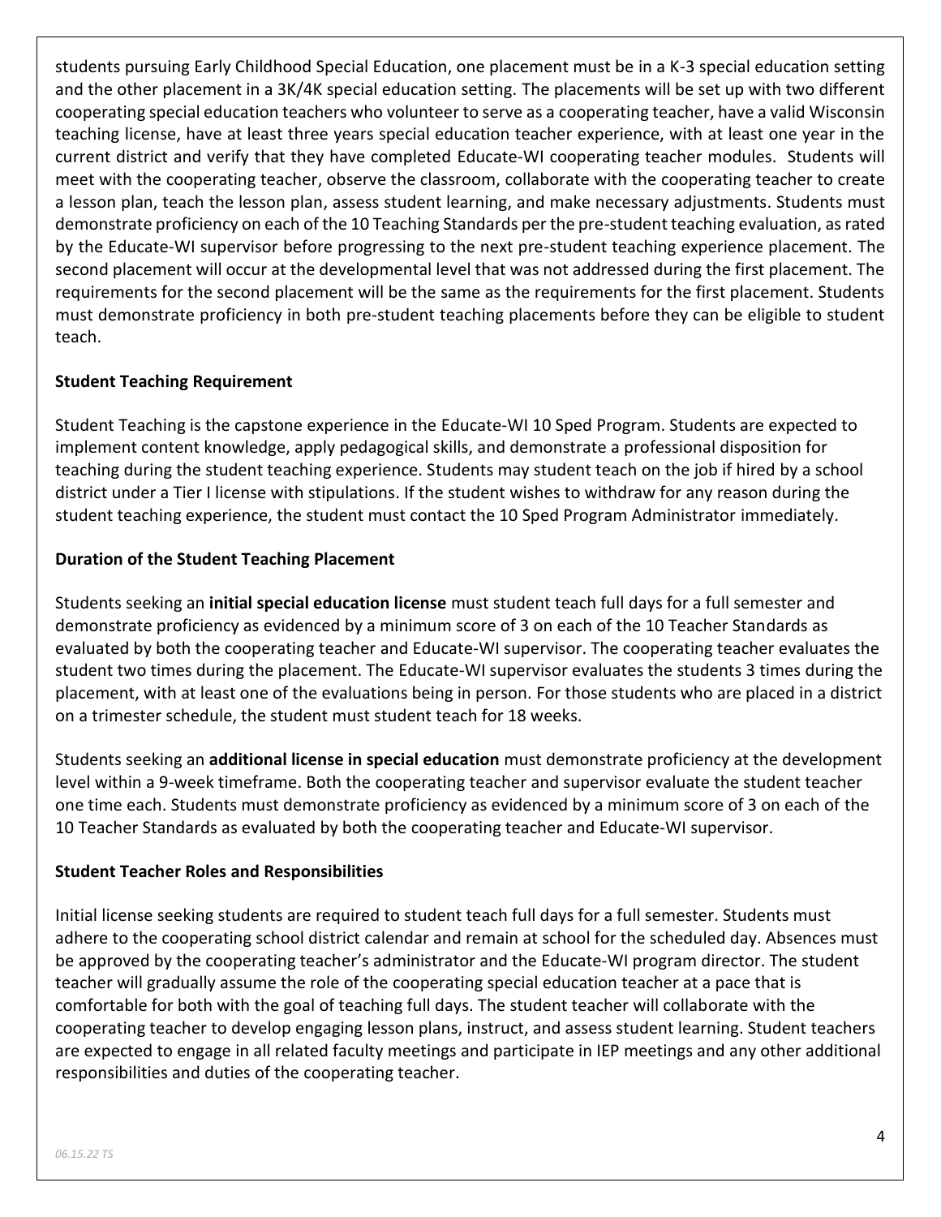students pursuing Early Childhood Special Education, one placement must be in a K-3 special education setting and the other placement in a 3K/4K special education setting. The placements will be set up with two different cooperating special education teachers who volunteer to serve as a cooperating teacher, have a valid Wisconsin teaching license, have at least three years special education teacher experience, with at least one year in the current district and verify that they have completed Educate-WI cooperating teacher modules. Students will meet with the cooperating teacher, observe the classroom, collaborate with the cooperating teacher to create a lesson plan, teach the lesson plan, assess student learning, and make necessary adjustments. Students must demonstrate proficiency on each of the 10 Teaching Standards per the pre-student teaching evaluation, as rated by the Educate-WI supervisor before progressing to the next pre-student teaching experience placement. The second placement will occur at the developmental level that was not addressed during the first placement. The requirements for the second placement will be the same as the requirements for the first placement. Students must demonstrate proficiency in both pre-student teaching placements before they can be eligible to student teach.

**Student Teaching Requirement**

Student Teaching is the capstone experience in the Educate-WI 10 Sped Program. Students are expected to implement content knowledge, apply pedagogical skills, and demonstrate a professional disposition for teaching during the student teaching experience. Students may student teach on the job if hired by a school district under a Tier I license with stipulations. If the student wishes to withdraw for any reason during the student teaching experience, the student must contact the 10 Sped Program Administrator immediately.

**Duration of the Student Teaching Placement**

Students seeking an **initial special education license** must student teach full days for a full semester and demonstrate proficiency as evidenced by a minimum score of 3 on each of the 10 Teacher Standards as evaluated by both the cooperating teacher and Educate-WI supervisor. The cooperating teacher evaluates the student two times during the placement. The Educate-WI supervisor evaluates the students 3 times during the placement, with at least one of the evaluations being in person. For those students who are placed in a district on a trimester schedule, the student must student teach for 18 weeks.

Students seeking an **additional license in special education** must demonstrate proficiency at the development level within a 9-week timeframe. Both the cooperating teacher and supervisor evaluate the student teacher one time each. Students must demonstrate proficiency as evidenced by a minimum score of 3 on each of the 10 Teacher Standards as evaluated by both the cooperating teacher and Educate-WI supervisor.

**Student Teacher Roles and Responsibilities**

Initial license seeking students are required to student teach full days for a full semester. Students must adhere to the cooperating school district calendar and remain at school for the scheduled day. Absences must be approved by the cooperating teacher's administrator and the Educate-WI program director. The student teacher will gradually assume the role of the cooperating special education teacher at a pace that is comfortable for both with the goal of teaching full days. The student teacher will collaborate with the cooperating teacher to develop engaging lesson plans, instruct, and assess student learning. Student teachers are expected to engage in all related faculty meetings and participate in IEP meetings and any other additional responsibilities and duties of the cooperating teacher.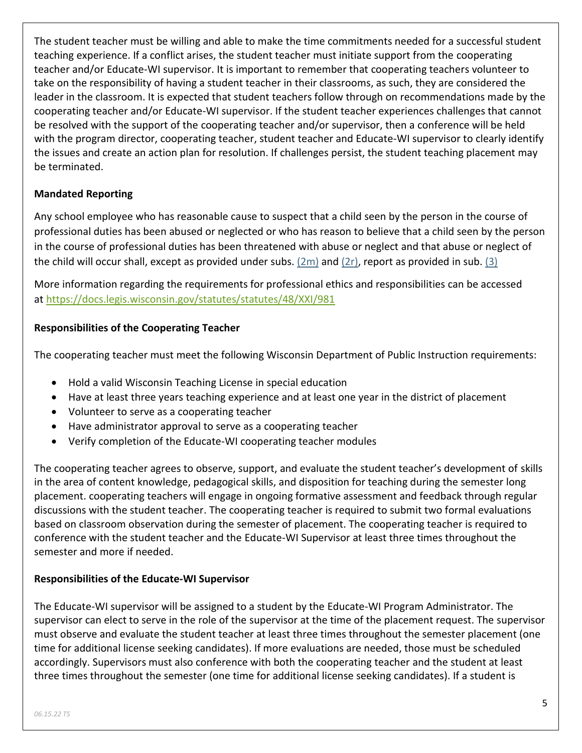The student teacher must be willing and able to make the time commitments needed for a successful student teaching experience. If a conflict arises, the student teacher must initiate support from the cooperating teacher and/or Educate-WI supervisor. It is important to remember that cooperating teachers volunteer to take on the responsibility of having a student teacher in their classrooms, as such, they are considered the leader in the classroom. It is expected that student teachers follow through on recommendations made by the cooperating teacher and/or Educate-WI supervisor. If the student teacher experiences challenges that cannot be resolved with the support of the cooperating teacher and/or supervisor, then a conference will be held with the program director, cooperating teacher, student teacher and Educate-WI supervisor to clearly identify the issues and create an action plan for resolution. If challenges persist, the student teaching placement may be terminated.

**Mandated Reporting**

Any school employee who has reasonable cause to suspect that a child seen by the person in the course of professional duties has been abused or neglected or who has reason to believe that a child seen by the person in the course of professional duties has been threatened with abuse or neglect and that abuse or neglect of the child will occur shall, except as provided under subs. (2m) and (2r), report as provided in sub. (3)

More information regarding the requirements for professional ethics and responsibilities can be accessed at https://docs.legis.wisconsin.gov/statutes/statutes/48/XXI/981

**Responsibilities of the Cooperating Teacher**

The cooperating teacher must meet the following Wisconsin Department of Public Instruction requirements:

- Hold a valid Wisconsin Teaching License in special education
- Have at least three years teaching experience and at least one year in the district of placement
- Volunteer to serve as a cooperating teacher
- Have administrator approval to serve as a cooperating teacher
- Verify completion of the Educate-WI cooperating teacher modules

The cooperating teacher agrees to observe, support, and evaluate the student teacher's development of skills in the area of content knowledge, pedagogical skills, and disposition for teaching during the semester long placement. cooperating teachers will engage in ongoing formative assessment and feedback through regular discussions with the student teacher. The cooperating teacher is required to submit two formal evaluations based on classroom observation during the semester of placement. The cooperating teacher is required to conference with the student teacher and the Educate-WI Supervisor at least three times throughout the semester and more if needed.

**Responsibilities of the Educate-WI Supervisor**

The Educate-WI supervisor will be assigned to a student by the Educate-WI Program Administrator. The supervisor can elect to serve in the role of the supervisor at the time of the placement request. The supervisor must observe and evaluate the student teacher at least three times throughout the semester placement (one time for additional license seeking candidates). If more evaluations are needed, those must be scheduled accordingly. Supervisors must also conference with both the cooperating teacher and the student at least three times throughout the semester (one time for additional license seeking candidates). If a student is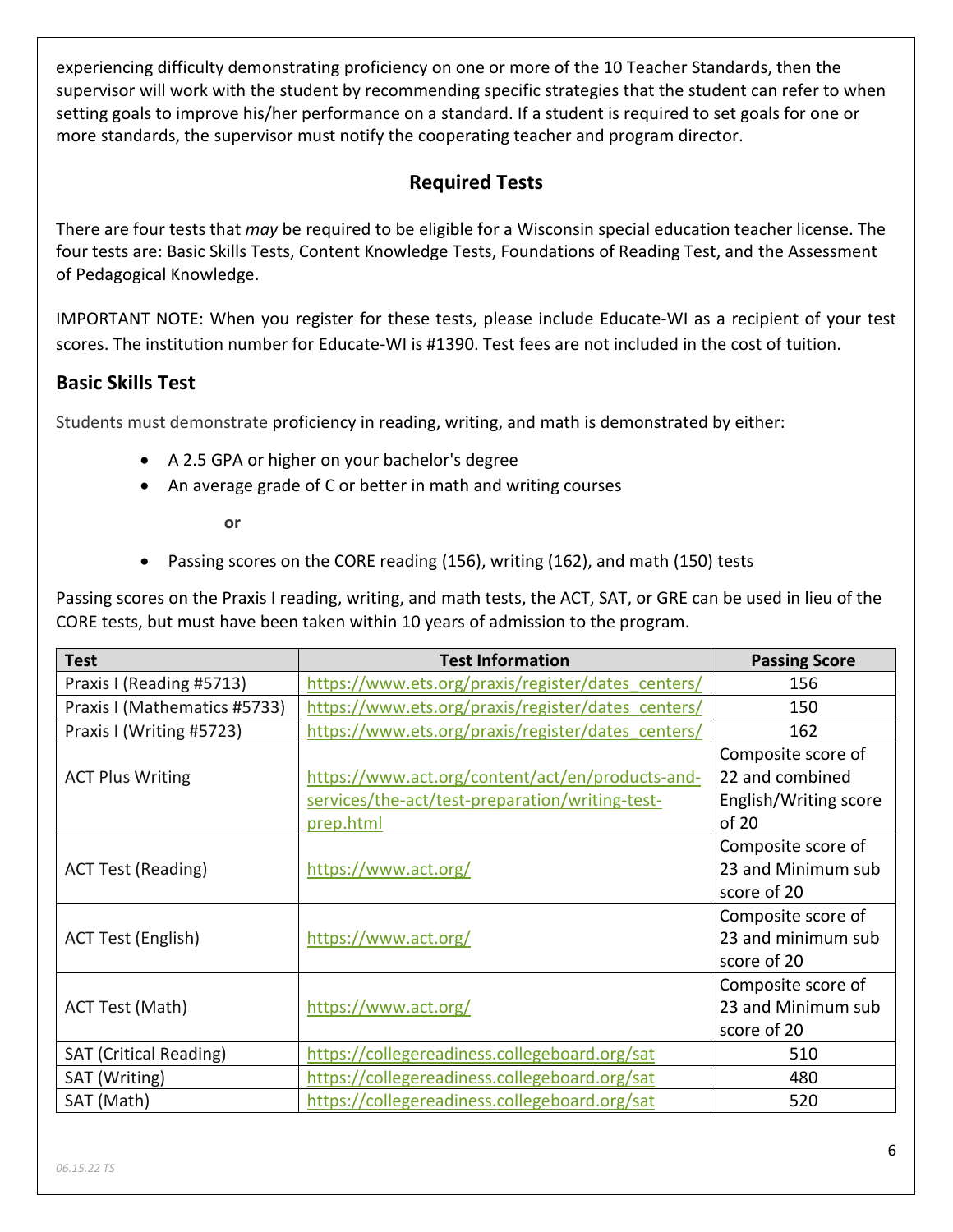experiencing difficulty demonstrating proficiency on one or more of the 10 Teacher Standards, then the supervisor will work with the student by recommending specific strategies that the student can refer to when setting goals to improve his/her performance on a standard. If a student is required to set goals for one or more standards, the supervisor must notify the cooperating teacher and program director.

## Required Tests

There are four tests that *may* be required to be eligible for a Wisconsin special education teacher license. The four tests are: Basic Skills Tests, Content Knowledge Tests, Foundations of Reading Test, and the Assessment of Pedagogical Knowledge.

IMPORTANT NOTE: When you register for these tests, please include Educate-WI as a recipient of your test scores. The institution number for Educate-WI is #1390. Test fees are not included in the cost of tuition.

### Basic Skills Test

Students must demonstrate proficiency in reading, writing, and math is demonstrated by either:

- A 2.5 GPA or higher on your bachelor's degree
- An average grade of C or better in math and writing courses

**or**

- Passing scores on the CORE reading (156), writing (162), and math (150) tests

Passing scores on the Praxis I reading, writing, and math tests, the ACT, SAT, or GRE can be used in lieu of the CORE tests, but must have been taken within 10 years of admission to the program.

| Test | Test Information | Passing Score |
|---|---|---|
| Praxis I (Reading #5713) | https://www.ets.org/praxis/register/dates_centers/ | 156 |
| Praxis I (Mathematics #5733) | https://www.ets.org/praxis/register/dates_centers/ | 150 |
| Praxis I (Writing #5723) | https://www.ets.org/praxis/register/dates_centers/ | 162 |
| ACT Plus Writing | https://www.act.org/content/act/en/products-and-services/the-act/test-preparation/writing-test-prep.html | Composite score of 22 and combined English/Writing score of 20 |
| ACT Test (Reading) | https://www.act.org/ | Composite score of 23 and Minimum sub score of 20 |
| ACT Test (English) | https://www.act.org/ | Composite score of 23 and minimum sub score of 20 |
| ACT Test (Math) | https://www.act.org/ | Composite score of 23 and Minimum sub score of 20 |
| SAT (Critical Reading) | https://collegereadiness.collegeboard.org/sat | 510 |
| SAT (Writing) | https://collegereadiness.collegeboard.org/sat | 480 |
| SAT (Math) | https://collegereadiness.collegeboard.org/sat | 520 |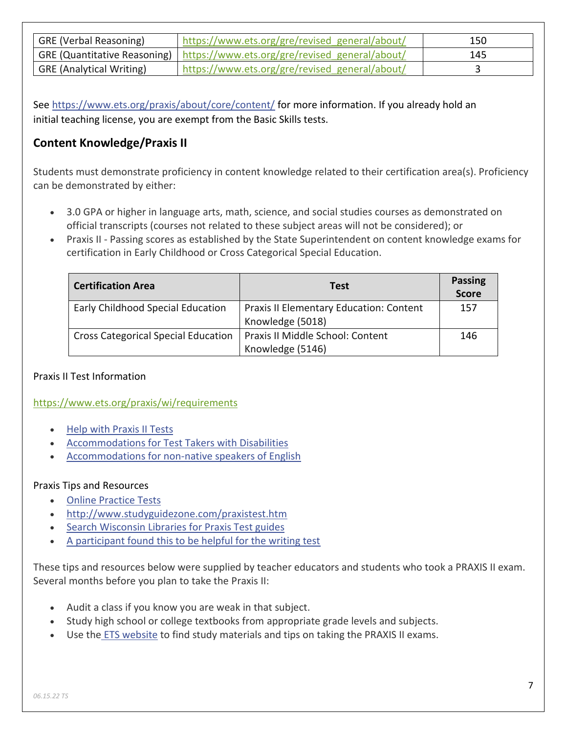| GRE (Verbal Reasoning) | https://www.ets.org/gre/revised_general/about/ | 150 |
|---|---|---|
| GRE (Quantitative Reasoning) | https://www.ets.org/gre/revised_general/about/ | 145 |
| GRE (Analytical Writing) | https://www.ets.org/gre/revised_general/about/ | 3 |

See https://www.ets.org/praxis/about/core/content/ for more information. If you already hold an initial teaching license, you are exempt from the Basic Skills tests.

## Content Knowledge/Praxis II

Students must demonstrate proficiency in content knowledge related to their certification area(s). Proficiency can be demonstrated by either:

- 3.0 GPA or higher in language arts, math, science, and social studies courses as demonstrated on official transcripts (courses not related to these subject areas will not be considered); or
- Praxis II - Passing scores as established by the State Superintendent on content knowledge exams for certification in Early Childhood or Cross Categorical Special Education.

| Certification Area | Test | Passing Score |
|---|---|---|
| Early Childhood Special Education | Praxis II Elementary Education: Content Knowledge (5018) | 157 |
| Cross Categorical Special Education | Praxis II Middle School: Content Knowledge (5146) | 146 |

Praxis II Test Information

https://www.ets.org/praxis/wi/requirements

- Help with Praxis II Tests
- Accommodations for Test Takers with Disabilities
- Accommodations for non-native speakers of English

Praxis Tips and Resources

- Online Practice Tests
- http://www.studyguidezone.com/praxistest.htm
- Search Wisconsin Libraries for Praxis Test guides
- A participant found this to be helpful for the writing test

These tips and resources below were supplied by teacher educators and students who took a PRAXIS II exam. Several months before you plan to take the Praxis II:

- Audit a class if you know you are weak in that subject.
- Study high school or college textbooks from appropriate grade levels and subjects.
- Use the ETS website to find study materials and tips on taking the PRAXIS II exams.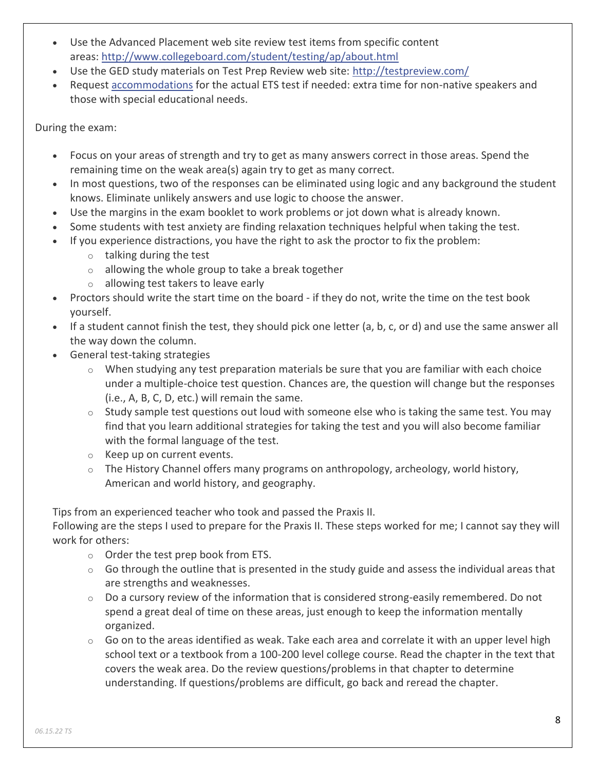- Use the Advanced Placement web site review test items from specific content areas: [http://www.collegeboard.com/student/testing/ap/about.html](http://www.collegeboard.com/student/testing/ap/about.html)
- Use the GED study materials on Test Prep Review web site: [http://testpreview.com/](http://testpreview.com/)
- Request accommodations for the actual ETS test if needed: extra time for non-native speakers and those with special educational needs.

During the exam:

- Focus on your areas of strength and try to get as many answers correct in those areas. Spend the remaining time on the weak area(s) again try to get as many correct.
- In most questions, two of the responses can be eliminated using logic and any background the student knows. Eliminate unlikely answers and use logic to choose the answer.
- Use the margins in the exam booklet to work problems or jot down what is already known.
- Some students with test anxiety are finding relaxation techniques helpful when taking the test.
- If you experience distractions, you have the right to ask the proctor to fix the problem:
  - talking during the test
  - allowing the whole group to take a break together
  - allowing test takers to leave early
- Proctors should write the start time on the board - if they do not, write the time on the test book yourself.
- If a student cannot finish the test, they should pick one letter (a, b, c, or d) and use the same answer all the way down the column.
- General test-taking strategies
  - When studying any test preparation materials be sure that you are familiar with each choice under a multiple-choice test question. Chances are, the question will change but the responses (i.e., A, B, C, D, etc.) will remain the same.
  - Study sample test questions out loud with someone else who is taking the same test. You may find that you learn additional strategies for taking the test and you will also become familiar with the formal language of the test.
  - Keep up on current events.
  - The History Channel offers many programs on anthropology, archeology, world history, American and world history, and geography.

Tips from an experienced teacher who took and passed the Praxis II.
Following are the steps I used to prepare for the Praxis II. These steps worked for me; I cannot say they will work for others:

- Order the test prep book from ETS.
- Go through the outline that is presented in the study guide and assess the individual areas that are strengths and weaknesses.
- Do a cursory review of the information that is considered strong-easily remembered. Do not spend a great deal of time on these areas, just enough to keep the information mentally organized.
- Go on to the areas identified as weak. Take each area and correlate it with an upper level high school text or a textbook from a 100-200 level college course. Read the chapter in the text that covers the weak area. Do the review questions/problems in that chapter to determine understanding. If questions/problems are difficult, go back and reread the chapter.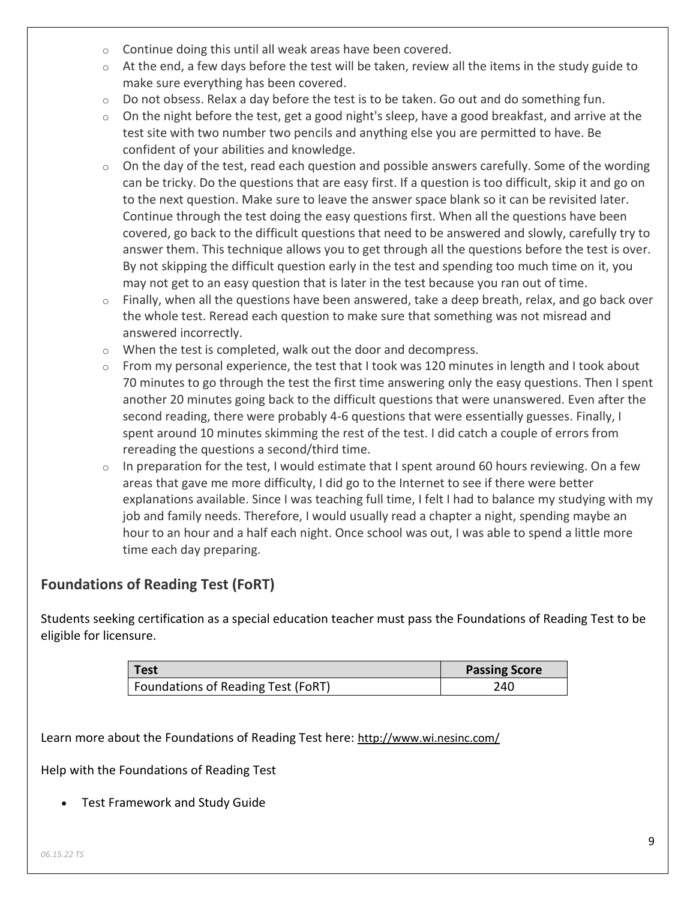- Continue doing this until all weak areas have been covered.
- At the end, a few days before the test will be taken, review all the items in the study guide to make sure everything has been covered.
- Do not obsess. Relax a day before the test is to be taken. Go out and do something fun.
- On the night before the test, get a good night's sleep, have a good breakfast, and arrive at the test site with two number two pencils and anything else you are permitted to have. Be confident of your abilities and knowledge.
- On the day of the test, read each question and possible answers carefully. Some of the wording can be tricky. Do the questions that are easy first. If a question is too difficult, skip it and go on to the next question. Make sure to leave the answer space blank so it can be revisited later. Continue through the test doing the easy questions first. When all the questions have been covered, go back to the difficult questions that need to be answered and slowly, carefully try to answer them. This technique allows you to get through all the questions before the test is over. By not skipping the difficult question early in the test and spending too much time on it, you may not get to an easy question that is later in the test because you ran out of time.
- Finally, when all the questions have been answered, take a deep breath, relax, and go back over the whole test. Reread each question to make sure that something was not misread and answered incorrectly.
- When the test is completed, walk out the door and decompress.
- From my personal experience, the test that I took was 120 minutes in length and I took about 70 minutes to go through the test the first time answering only the easy questions. Then I spent another 20 minutes going back to the difficult questions that were unanswered. Even after the second reading, there were probably 4-6 questions that were essentially guesses. Finally, I spent around 10 minutes skimming the rest of the test. I did catch a couple of errors from rereading the questions a second/third time.
- In preparation for the test, I would estimate that I spent around 60 hours reviewing. On a few areas that gave me more difficulty, I did go to the Internet to see if there were better explanations available. Since I was teaching full time, I felt I had to balance my studying with my job and family needs. Therefore, I would usually read a chapter a night, spending maybe an hour to an hour and a half each night. Once school was out, I was able to spend a little more time each day preparing.

## Foundations of Reading Test (FoRT)

Students seeking certification as a special education teacher must pass the Foundations of Reading Test to be eligible for licensure.

| Test | Passing Score |
|---|---|
| Foundations of Reading Test (FoRT) | 240 |

Learn more about the Foundations of Reading Test here: http://www.wi.nesinc.com/

Help with the Foundations of Reading Test

- Test Framework and Study Guide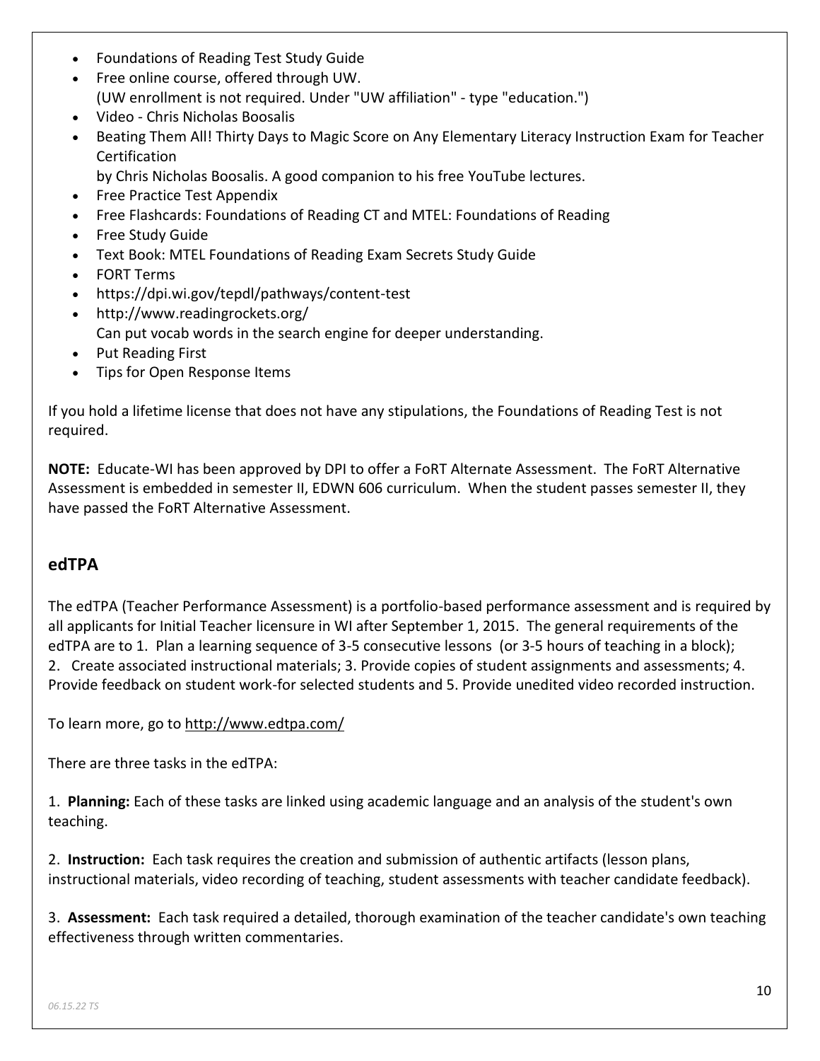- Foundations of Reading Test Study Guide
- Free online course, offered through UW.
  (UW enrollment is not required. Under "UW affiliation" - type "education.")
- Video - Chris Nicholas Boosalis
- Beating Them All! Thirty Days to Magic Score on Any Elementary Literacy Instruction Exam for Teacher Certification
  by Chris Nicholas Boosalis. A good companion to his free YouTube lectures.
- Free Practice Test Appendix
- Free Flashcards: Foundations of Reading CT and MTEL: Foundations of Reading
- Free Study Guide
- Text Book: MTEL Foundations of Reading Exam Secrets Study Guide
- FORT Terms
- https://dpi.wi.gov/tepdl/pathways/content-test
- http://www.readingrockets.org/
  Can put vocab words in the search engine for deeper understanding.
- Put Reading First
- Tips for Open Response Items

If you hold a lifetime license that does not have any stipulations, the Foundations of Reading Test is not required.

**NOTE:** Educate-WI has been approved by DPI to offer a FoRT Alternate Assessment. The FoRT Alternative Assessment is embedded in semester II, EDWN 606 curriculum. When the student passes semester II, they have passed the FoRT Alternative Assessment.

## edTPA

The edTPA (Teacher Performance Assessment) is a portfolio-based performance assessment and is required by all applicants for Initial Teacher licensure in WI after September 1, 2015. The general requirements of the edTPA are to 1. Plan a learning sequence of 3-5 consecutive lessons (or 3-5 hours of teaching in a block); 2. Create associated instructional materials; 3. Provide copies of student assignments and assessments; 4. Provide feedback on student work-for selected students and 5. Provide unedited video recorded instruction.

To learn more, go to http://www.edtpa.com/

There are three tasks in the edTPA:

1. **Planning:** Each of these tasks are linked using academic language and an analysis of the student's own teaching.

2. **Instruction:** Each task requires the creation and submission of authentic artifacts (lesson plans, instructional materials, video recording of teaching, student assessments with teacher candidate feedback).

3. **Assessment:** Each task required a detailed, thorough examination of the teacher candidate's own teaching effectiveness through written commentaries.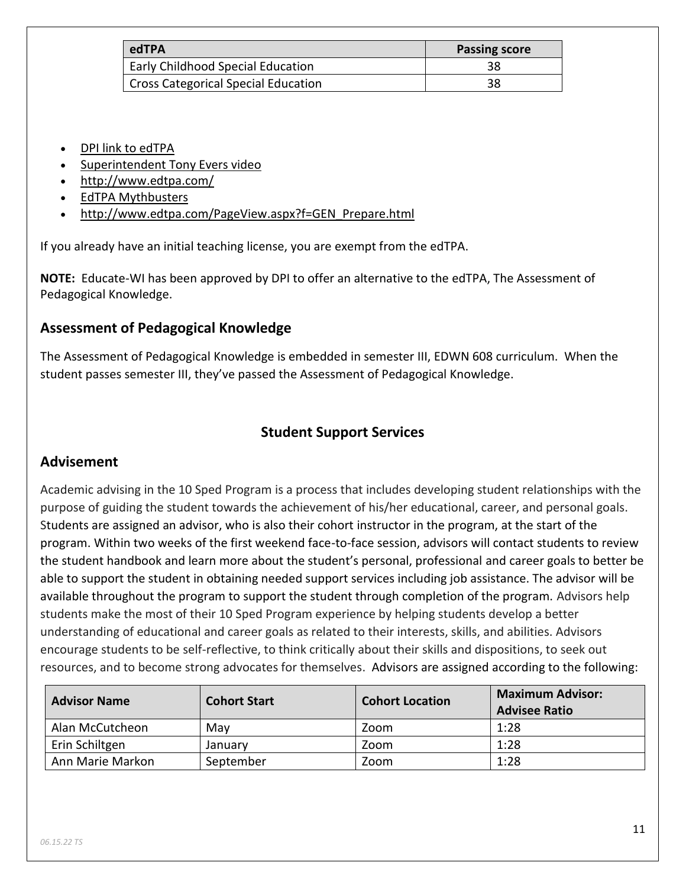| edTPA | Passing score |
| --- | --- |
| Early Childhood Special Education | 38 |
| Cross Categorical Special Education | 38 |

- DPI link to edTPA
- Superintendent Tony Evers video
- http://www.edtpa.com/
- EdTPA Mythbusters
- http://www.edtpa.com/PageView.aspx?f=GEN_Prepare.html

If you already have an initial teaching license, you are exempt from the edTPA.

**NOTE:** Educate-WI has been approved by DPI to offer an alternative to the edTPA, The Assessment of Pedagogical Knowledge.

## Assessment of Pedagogical Knowledge

The Assessment of Pedagogical Knowledge is embedded in semester III, EDWN 608 curriculum. When the student passes semester III, they've passed the Assessment of Pedagogical Knowledge.

# Student Support Services

## Advisement

Academic advising in the 10 Sped Program is a process that includes developing student relationships with the purpose of guiding the student towards the achievement of his/her educational, career, and personal goals. Students are assigned an advisor, who is also their cohort instructor in the program, at the start of the program. Within two weeks of the first weekend face-to-face session, advisors will contact students to review the student handbook and learn more about the student's personal, professional and career goals to better be able to support the student in obtaining needed support services including job assistance. The advisor will be available throughout the program to support the student through completion of the program. Advisors help students make the most of their 10 Sped Program experience by helping students develop a better understanding of educational and career goals as related to their interests, skills, and abilities. Advisors encourage students to be self-reflective, to think critically about their skills and dispositions, to seek out resources, and to become strong advocates for themselves. Advisors are assigned according to the following:

| Advisor Name | Cohort Start | Cohort Location | Maximum Advisor: Advisee Ratio |
| --- | --- | --- | --- |
| Alan McCutcheon | May | Zoom | 1:28 |
| Erin Schiltgen | January | Zoom | 1:28 |
| Ann Marie Markon | September | Zoom | 1:28 |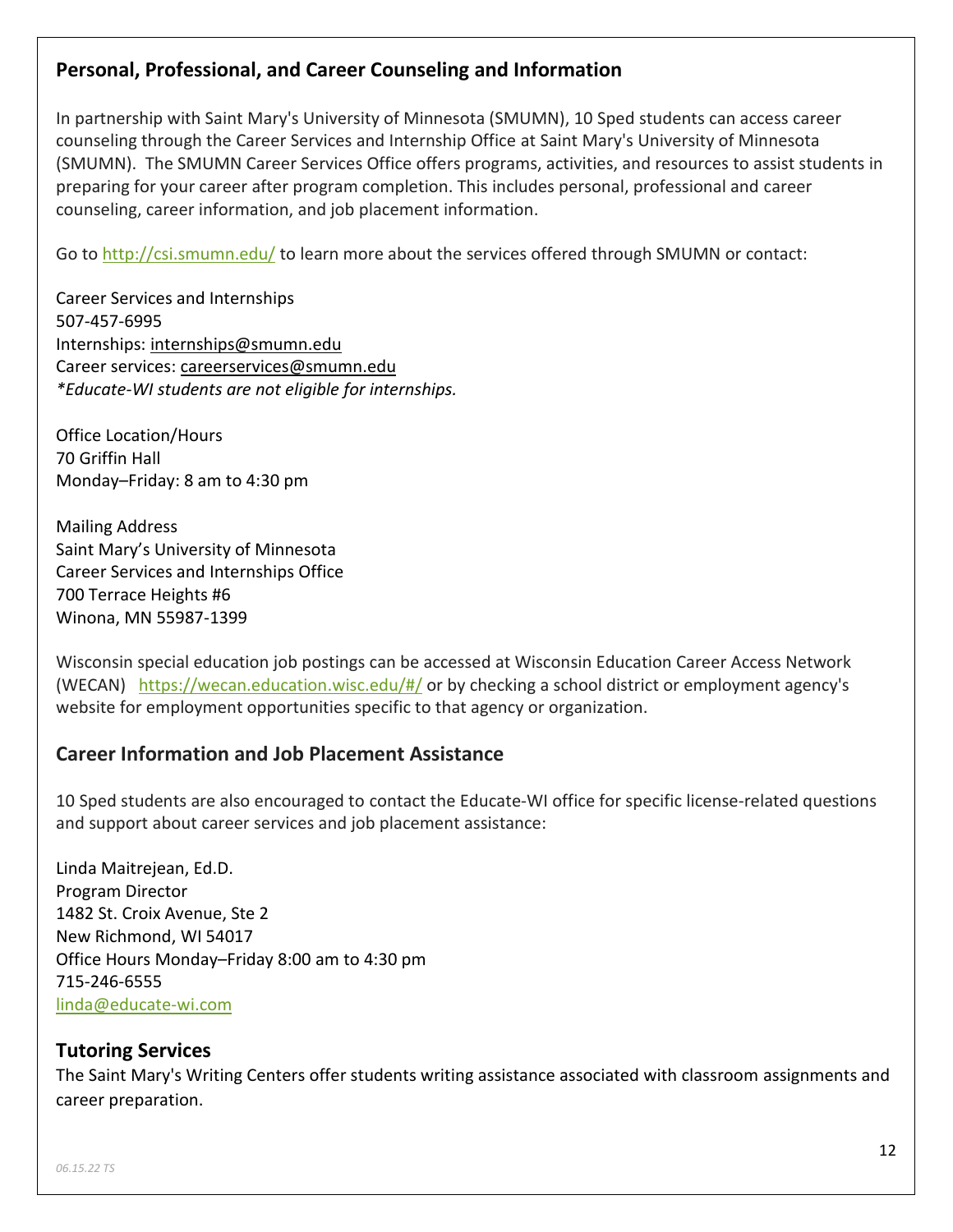## Personal, Professional, and Career Counseling and Information

In partnership with Saint Mary's University of Minnesota (SMUMN), 10 Sped students can access career counseling through the Career Services and Internship Office at Saint Mary's University of Minnesota (SMUMN). The SMUMN Career Services Office offers programs, activities, and resources to assist students in preparing for your career after program completion. This includes personal, professional and career counseling, career information, and job placement information.

Go to http://csi.smumn.edu/ to learn more about the services offered through SMUMN or contact:

Career Services and Internships
507-457-6995
Internships: internships@smumn.edu
Career services: careerservices@smumn.edu
*\*Educate-WI students are not eligible for internships.*

Office Location/Hours
70 Griffin Hall
Monday–Friday: 8 am to 4:30 pm

Mailing Address
Saint Mary's University of Minnesota
Career Services and Internships Office
700 Terrace Heights #6
Winona, MN 55987-1399

Wisconsin special education job postings can be accessed at Wisconsin Education Career Access Network (WECAN) https://wecan.education.wisc.edu/#/ or by checking a school district or employment agency's website for employment opportunities specific to that agency or organization.

## Career Information and Job Placement Assistance

10 Sped students are also encouraged to contact the Educate-WI office for specific license-related questions and support about career services and job placement assistance:

Linda Maitrejean, Ed.D.
Program Director
1482 St. Croix Avenue, Ste 2
New Richmond, WI 54017
Office Hours Monday–Friday 8:00 am to 4:30 pm
715-246-6555
linda@educate-wi.com

## Tutoring Services

The Saint Mary's Writing Centers offer students writing assistance associated with classroom assignments and career preparation.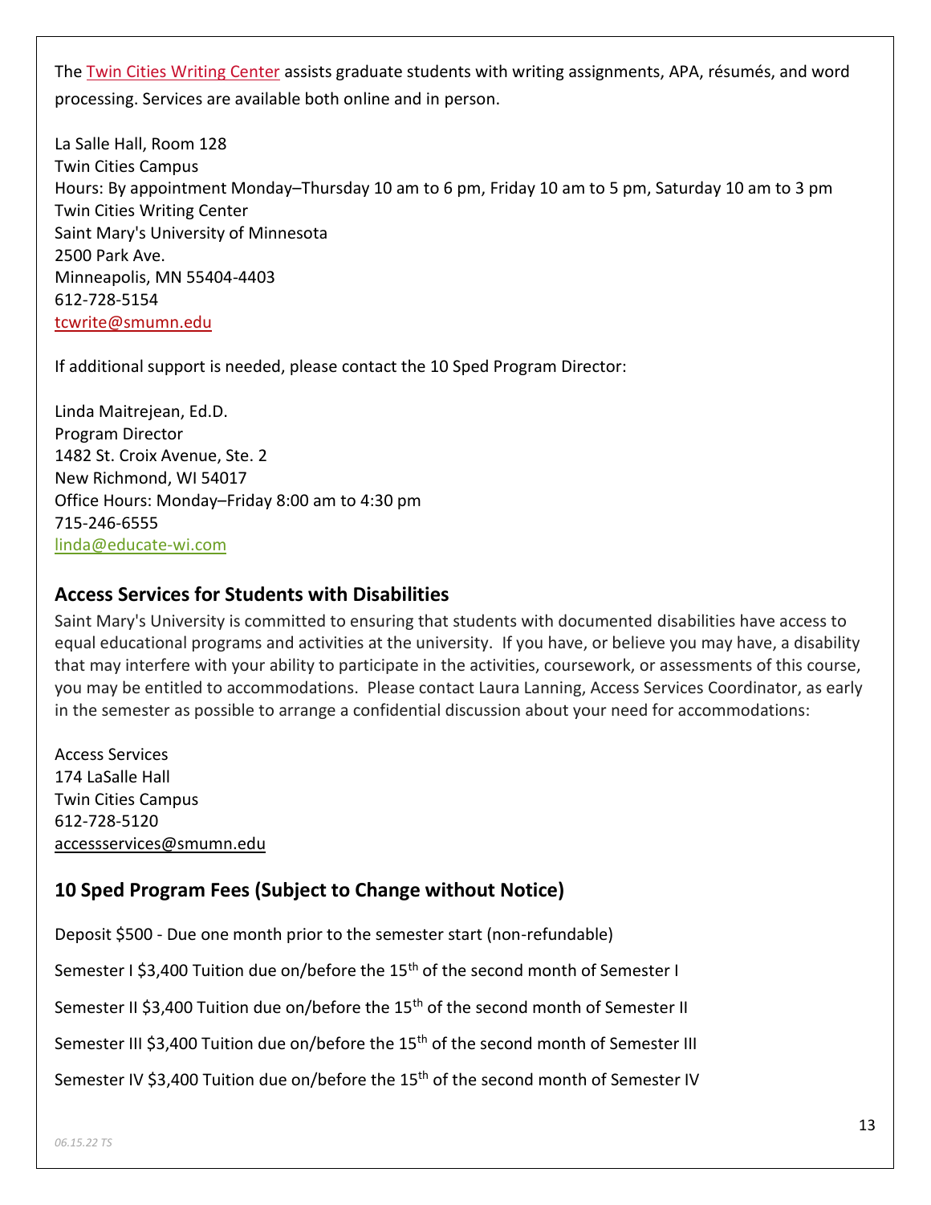The [Twin Cities Writing Center](#) assists graduate students with writing assignments, APA, résumés, and word processing. Services are available both online and in person.

La Salle Hall, Room 128
Twin Cities Campus
Hours: By appointment Monday–Thursday 10 am to 6 pm, Friday 10 am to 5 pm, Saturday 10 am to 3 pm
Twin Cities Writing Center
Saint Mary's University of Minnesota
2500 Park Ave.
Minneapolis, MN 55404-4403
612-728-5154
tcwrite@smumn.edu

If additional support is needed, please contact the 10 Sped Program Director:

Linda Maitrejean, Ed.D.
Program Director
1482 St. Croix Avenue, Ste. 2
New Richmond, WI 54017
Office Hours: Monday–Friday 8:00 am to 4:30 pm
715-246-6555
linda@educate-wi.com

## Access Services for Students with Disabilities

Saint Mary's University is committed to ensuring that students with documented disabilities have access to equal educational programs and activities at the university. If you have, or believe you may have, a disability that may interfere with your ability to participate in the activities, coursework, or assessments of this course, you may be entitled to accommodations. Please contact Laura Lanning, Access Services Coordinator, as early in the semester as possible to arrange a confidential discussion about your need for accommodations:

Access Services
174 LaSalle Hall
Twin Cities Campus
612-728-5120
accessservices@smumn.edu

## 10 Sped Program Fees (Subject to Change without Notice)

Deposit $500 - Due one month prior to the semester start (non-refundable)

Semester I $3,400 Tuition due on/before the 15th of the second month of Semester I

Semester II $3,400 Tuition due on/before the 15th of the second month of Semester II

Semester III $3,400 Tuition due on/before the 15th of the second month of Semester III

Semester IV $3,400 Tuition due on/before the 15th of the second month of Semester IV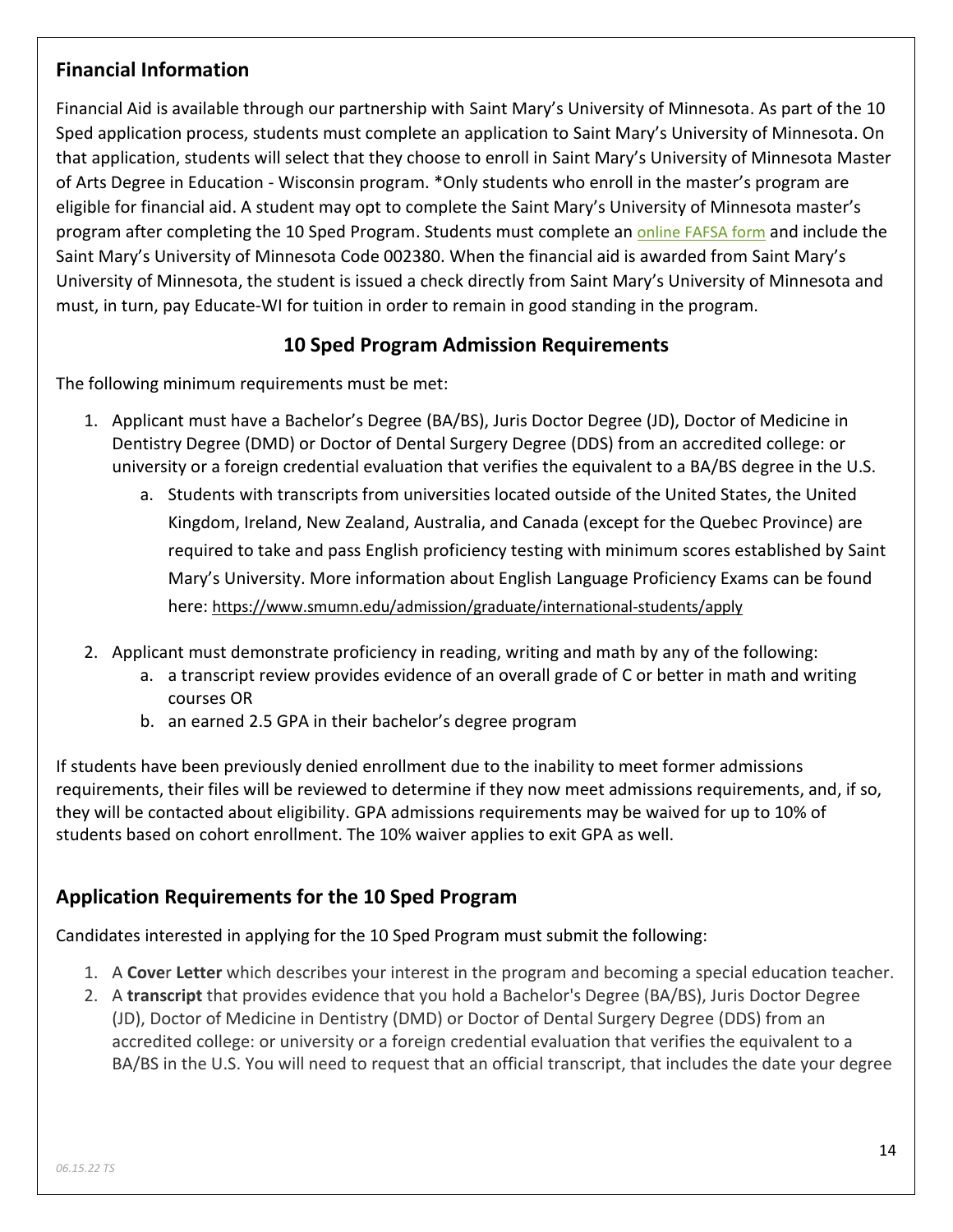## Financial Information

Financial Aid is available through our partnership with Saint Mary's University of Minnesota. As part of the 10 Sped application process, students must complete an application to Saint Mary's University of Minnesota. On that application, students will select that they choose to enroll in Saint Mary's University of Minnesota Master of Arts Degree in Education - Wisconsin program. *Only students who enroll in the master's program are eligible for financial aid. A student may opt to complete the Saint Mary's University of Minnesota master's program after completing the 10 Sped Program. Students must complete an online FAFSA form and include the Saint Mary's University of Minnesota Code 002380. When the financial aid is awarded from Saint Mary's University of Minnesota, the student is issued a check directly from Saint Mary's University of Minnesota and must, in turn, pay Educate-WI for tuition in order to remain in good standing in the program.

## 10 Sped Program Admission Requirements

The following minimum requirements must be met:

1. Applicant must have a Bachelor's Degree (BA/BS), Juris Doctor Degree (JD), Doctor of Medicine in Dentistry Degree (DMD) or Doctor of Dental Surgery Degree (DDS) from an accredited college: or university or a foreign credential evaluation that verifies the equivalent to a BA/BS degree in the U.S.
   a. Students with transcripts from universities located outside of the United States, the United Kingdom, Ireland, New Zealand, Australia, and Canada (except for the Quebec Province) are required to take and pass English proficiency testing with minimum scores established by Saint Mary's University. More information about English Language Proficiency Exams can be found here: https://www.smumn.edu/admission/graduate/international-students/apply
2. Applicant must demonstrate proficiency in reading, writing and math by any of the following:
   a. a transcript review provides evidence of an overall grade of C or better in math and writing courses OR
   b. an earned 2.5 GPA in their bachelor's degree program

If students have been previously denied enrollment due to the inability to meet former admissions requirements, their files will be reviewed to determine if they now meet admissions requirements, and, if so, they will be contacted about eligibility. GPA admissions requirements may be waived for up to 10% of students based on cohort enrollment. The 10% waiver applies to exit GPA as well.

## Application Requirements for the 10 Sped Program

Candidates interested in applying for the 10 Sped Program must submit the following:

1. A **Cover Letter** which describes your interest in the program and becoming a special education teacher.
2. A **transcript** that provides evidence that you hold a Bachelor's Degree (BA/BS), Juris Doctor Degree (JD), Doctor of Medicine in Dentistry (DMD) or Doctor of Dental Surgery Degree (DDS) from an accredited college: or university or a foreign credential evaluation that verifies the equivalent to a BA/BS in the U.S. You will need to request that an official transcript, that includes the date your degree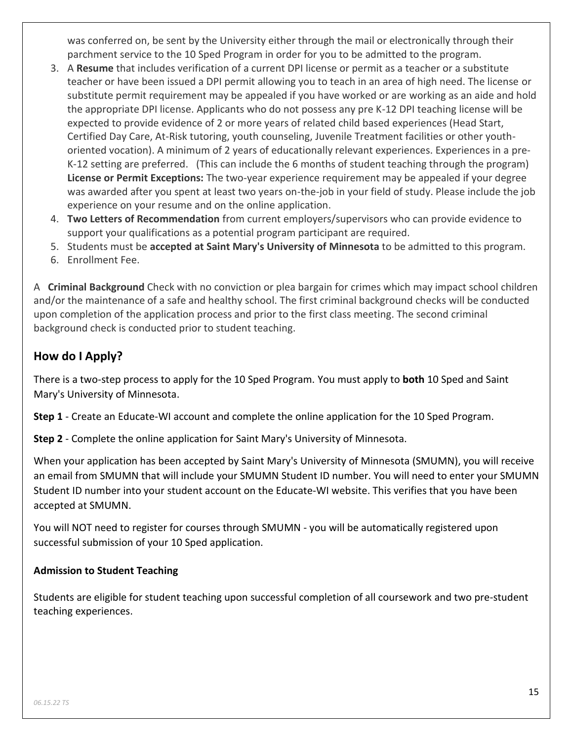was conferred on, be sent by the University either through the mail or electronically through their parchment service to the 10 Sped Program in order for you to be admitted to the program.

3. A **Resume** that includes verification of a current DPI license or permit as a teacher or a substitute teacher or have been issued a DPI permit allowing you to teach in an area of high need. The license or substitute permit requirement may be appealed if you have worked or are working as an aide and hold the appropriate DPI license. Applicants who do not possess any pre K-12 DPI teaching license will be expected to provide evidence of 2 or more years of related child based experiences (Head Start, Certified Day Care, At-Risk tutoring, youth counseling, Juvenile Treatment facilities or other youth-oriented vocation). A minimum of 2 years of educationally relevant experiences. Experiences in a pre-K-12 setting are preferred. (This can include the 6 months of student teaching through the program) **License or Permit Exceptions:** The two-year experience requirement may be appealed if your degree was awarded after you spent at least two years on-the-job in your field of study. Please include the job experience on your resume and on the online application.
4. **Two Letters of Recommendation** from current employers/supervisors who can provide evidence to support your qualifications as a potential program participant are required.
5. Students must be **accepted at Saint Mary's University of Minnesota** to be admitted to this program.
6. Enrollment Fee.

A **Criminal Background** Check with no conviction or plea bargain for crimes which may impact school children and/or the maintenance of a safe and healthy school. The first criminal background checks will be conducted upon completion of the application process and prior to the first class meeting. The second criminal background check is conducted prior to student teaching.

## How do I Apply?

There is a two-step process to apply for the 10 Sped Program. You must apply to **both** 10 Sped and Saint Mary's University of Minnesota.

**Step 1** - Create an Educate-WI account and complete the online application for the 10 Sped Program.

**Step 2** - Complete the online application for Saint Mary's University of Minnesota.

When your application has been accepted by Saint Mary's University of Minnesota (SMUMN), you will receive an email from SMUMN that will include your SMUMN Student ID number. You will need to enter your SMUMN Student ID number into your student account on the Educate-WI website. This verifies that you have been accepted at SMUMN.

You will NOT need to register for courses through SMUMN - you will be automatically registered upon successful submission of your 10 Sped application.

### Admission to Student Teaching

Students are eligible for student teaching upon successful completion of all coursework and two pre-student teaching experiences.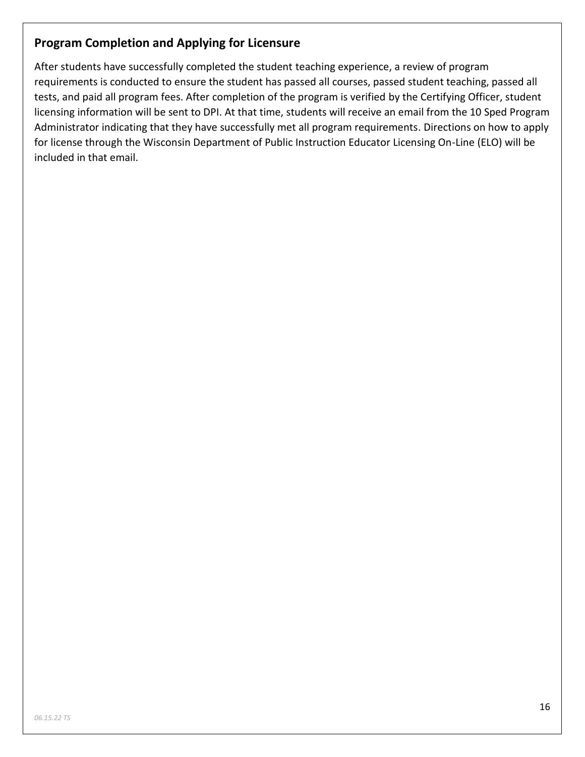## Program Completion and Applying for Licensure

After students have successfully completed the student teaching experience, a review of program requirements is conducted to ensure the student has passed all courses, passed student teaching, passed all tests, and paid all program fees. After completion of the program is verified by the Certifying Officer, student licensing information will be sent to DPI. At that time, students will receive an email from the 10 Sped Program Administrator indicating that they have successfully met all program requirements. Directions on how to apply for license through the Wisconsin Department of Public Instruction Educator Licensing On-Line (ELO) will be included in that email.